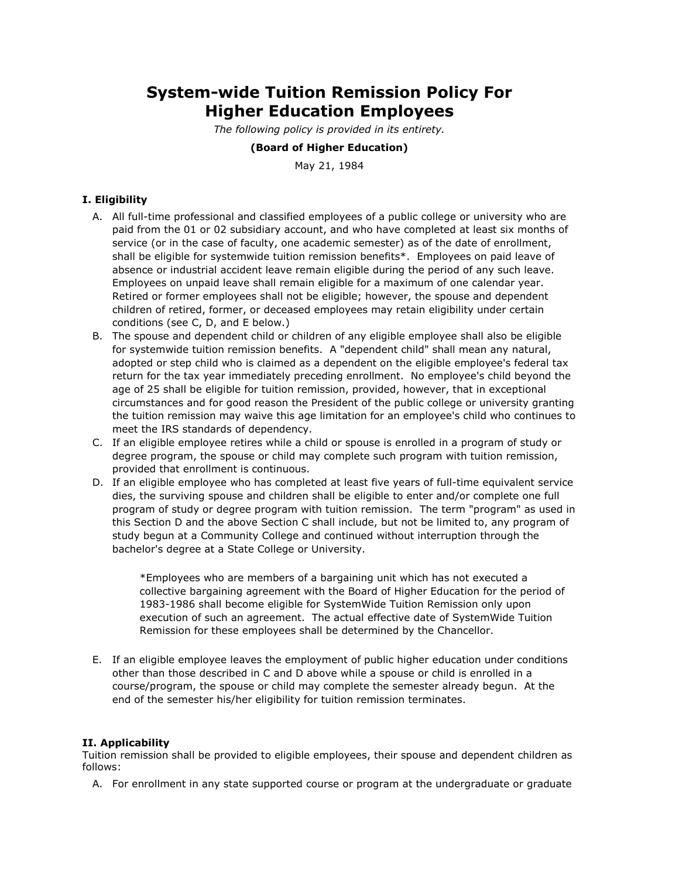# System-wide Tuition Remission Policy For Higher Education Employees

*The following policy is provided in its entirety.*

**(Board of Higher Education)**

May 21, 1984

### I. Eligibility

A. All full-time professional and classified employees of a public college or university who are paid from the 01 or 02 subsidiary account, and who have completed at least six months of service (or in the case of faculty, one academic semester) as of the date of enrollment, shall be eligible for systemwide tuition remission benefits*. Employees on paid leave of absence or industrial accident leave remain eligible during the period of any such leave. Employees on unpaid leave shall remain eligible for a maximum of one calendar year. Retired or former employees shall not be eligible; however, the spouse and dependent children of retired, former, or deceased employees may retain eligibility under certain conditions (see C, D, and E below.)

B. The spouse and dependent child or children of any eligible employee shall also be eligible for systemwide tuition remission benefits. A "dependent child" shall mean any natural, adopted or step child who is claimed as a dependent on the eligible employee's federal tax return for the tax year immediately preceding enrollment. No employee's child beyond the age of 25 shall be eligible for tuition remission, provided, however, that in exceptional circumstances and for good reason the President of the public college or university granting the tuition remission may waive this age limitation for an employee's child who continues to meet the IRS standards of dependency.

C. If an eligible employee retires while a child or spouse is enrolled in a program of study or degree program, the spouse or child may complete such program with tuition remission, provided that enrollment is continuous.

D. If an eligible employee who has completed at least five years of full-time equivalent service dies, the surviving spouse and children shall be eligible to enter and/or complete one full program of study or degree program with tuition remission. The term "program" as used in this Section D and the above Section C shall include, but not be limited to, any program of study begun at a Community College and continued without interruption through the bachelor's degree at a State College or University.

> *Employees who are members of a bargaining unit which has not executed a collective bargaining agreement with the Board of Higher Education for the period of 1983-1986 shall become eligible for SystemWide Tuition Remission only upon execution of such an agreement. The actual effective date of SystemWide Tuition Remission for these employees shall be determined by the Chancellor.

E. If an eligible employee leaves the employment of public higher education under conditions other than those described in C and D above while a spouse or child is enrolled in a course/program, the spouse or child may complete the semester already begun. At the end of the semester his/her eligibility for tuition remission terminates.

### II. Applicability

Tuition remission shall be provided to eligible employees, their spouse and dependent children as follows:

A. For enrollment in any state supported course or program at the undergraduate or graduate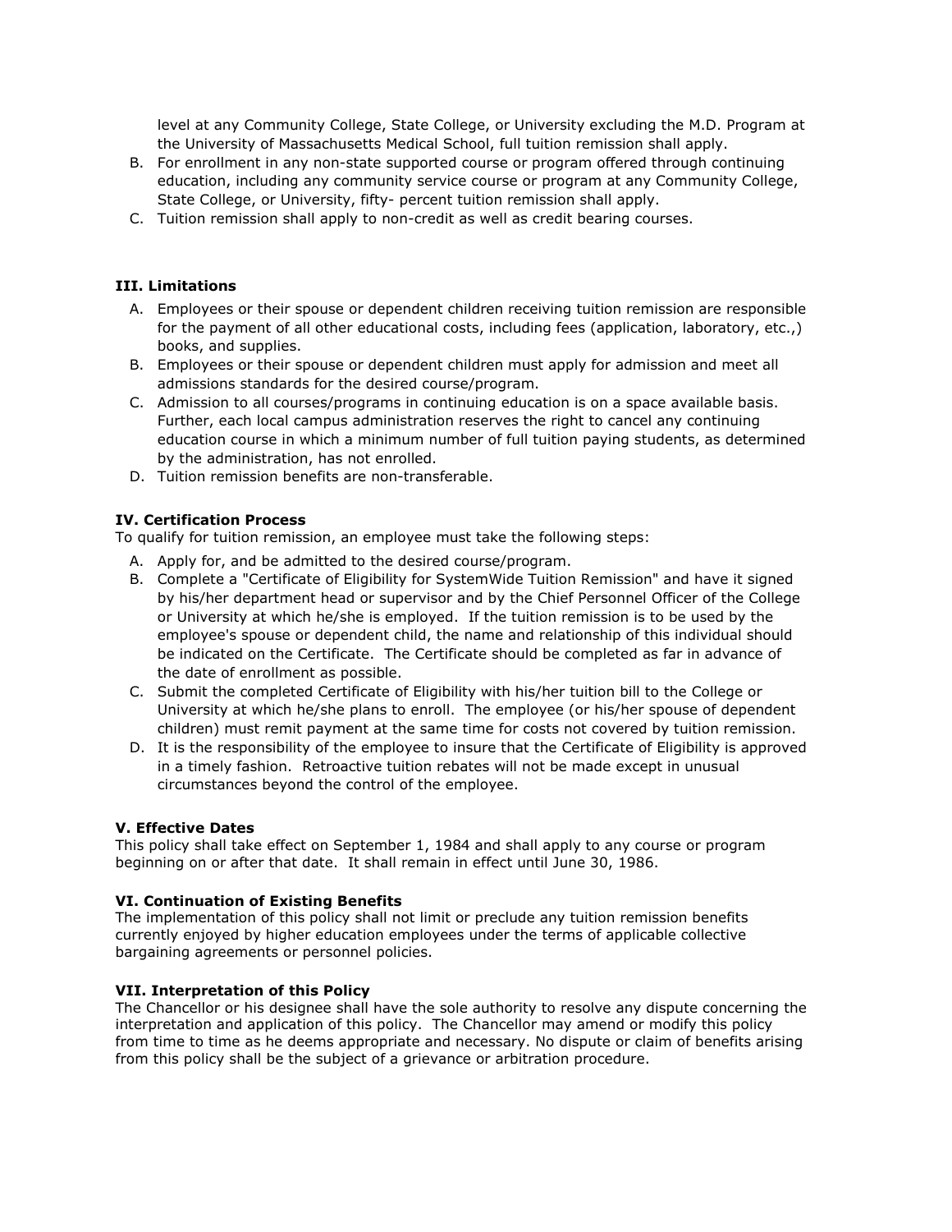level at any Community College, State College, or University excluding the M.D. Program at the University of Massachusetts Medical School, full tuition remission shall apply.

B. For enrollment in any non-state supported course or program offered through continuing education, including any community service course or program at any Community College, State College, or University, fifty- percent tuition remission shall apply.
C. Tuition remission shall apply to non-credit as well as credit bearing courses.

**III. Limitations**

A. Employees or their spouse or dependent children receiving tuition remission are responsible for the payment of all other educational costs, including fees (application, laboratory, etc.,) books, and supplies.
B. Employees or their spouse or dependent children must apply for admission and meet all admissions standards for the desired course/program.
C. Admission to all courses/programs in continuing education is on a space available basis. Further, each local campus administration reserves the right to cancel any continuing education course in which a minimum number of full tuition paying students, as determined by the administration, has not enrolled.
D. Tuition remission benefits are non-transferable.

**IV. Certification Process**

To qualify for tuition remission, an employee must take the following steps:

A. Apply for, and be admitted to the desired course/program.
B. Complete a "Certificate of Eligibility for SystemWide Tuition Remission" and have it signed by his/her department head or supervisor and by the Chief Personnel Officer of the College or University at which he/she is employed. If the tuition remission is to be used by the employee's spouse or dependent child, the name and relationship of this individual should be indicated on the Certificate. The Certificate should be completed as far in advance of the date of enrollment as possible.
C. Submit the completed Certificate of Eligibility with his/her tuition bill to the College or University at which he/she plans to enroll. The employee (or his/her spouse of dependent children) must remit payment at the same time for costs not covered by tuition remission.
D. It is the responsibility of the employee to insure that the Certificate of Eligibility is approved in a timely fashion. Retroactive tuition rebates will not be made except in unusual circumstances beyond the control of the employee.

**V. Effective Dates**

This policy shall take effect on September 1, 1984 and shall apply to any course or program beginning on or after that date. It shall remain in effect until June 30, 1986.

**VI. Continuation of Existing Benefits**

The implementation of this policy shall not limit or preclude any tuition remission benefits currently enjoyed by higher education employees under the terms of applicable collective bargaining agreements or personnel policies.

**VII. Interpretation of this Policy**

The Chancellor or his designee shall have the sole authority to resolve any dispute concerning the interpretation and application of this policy. The Chancellor may amend or modify this policy from time to time as he deems appropriate and necessary. No dispute or claim of benefits arising from this policy shall be the subject of a grievance or arbitration procedure.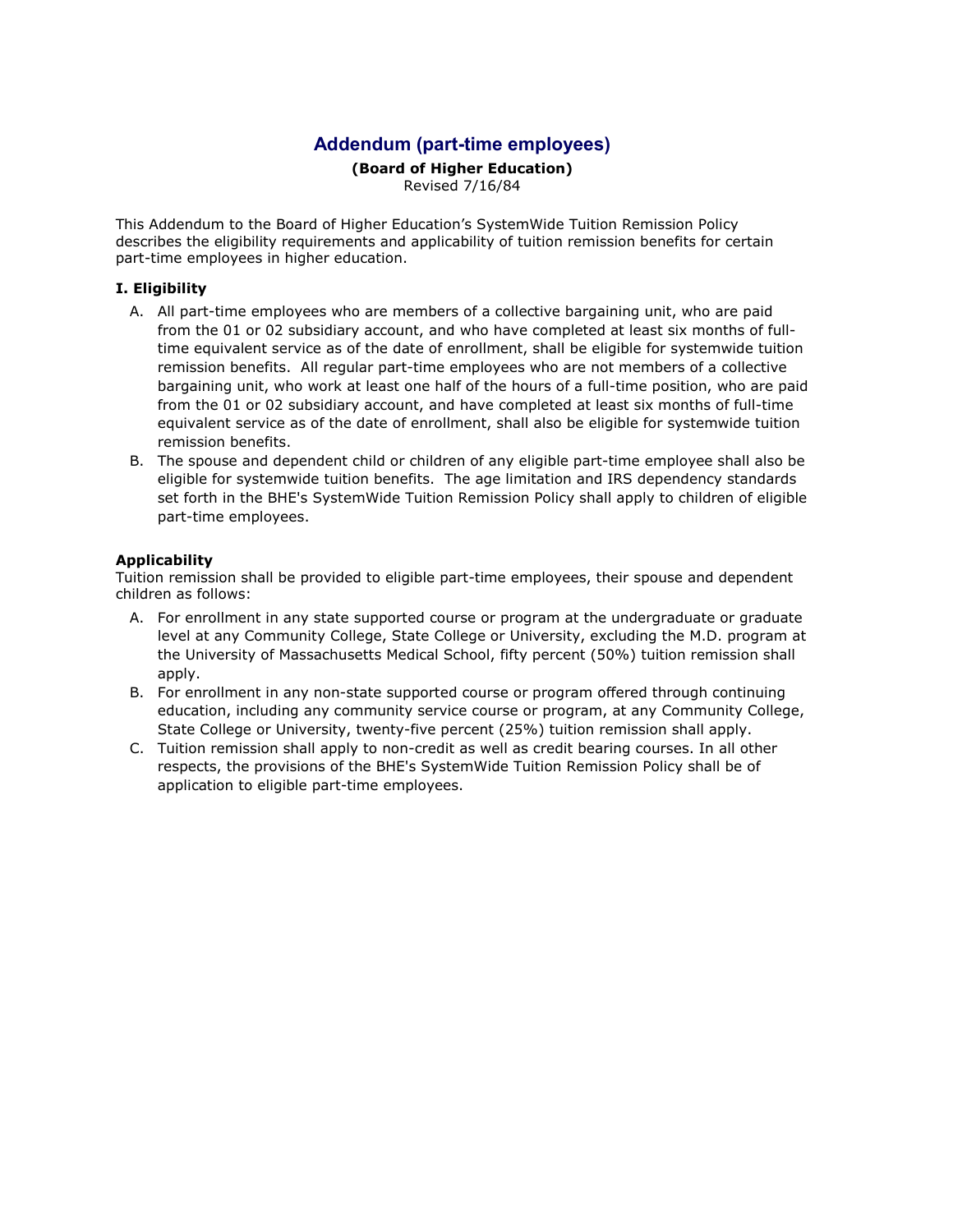# Addendum (part-time employees)

**(Board of Higher Education)**
Revised 7/16/84

This Addendum to the Board of Higher Education's SystemWide Tuition Remission Policy describes the eligibility requirements and applicability of tuition remission benefits for certain part-time employees in higher education.

**I. Eligibility**

A. All part-time employees who are members of a collective bargaining unit, who are paid from the 01 or 02 subsidiary account, and who have completed at least six months of full-time equivalent service as of the date of enrollment, shall be eligible for systemwide tuition remission benefits. All regular part-time employees who are not members of a collective bargaining unit, who work at least one half of the hours of a full-time position, who are paid from the 01 or 02 subsidiary account, and have completed at least six months of full-time equivalent service as of the date of enrollment, shall also be eligible for systemwide tuition remission benefits.

B. The spouse and dependent child or children of any eligible part-time employee shall also be eligible for systemwide tuition benefits. The age limitation and IRS dependency standards set forth in the BHE's SystemWide Tuition Remission Policy shall apply to children of eligible part-time employees.

**Applicability**

Tuition remission shall be provided to eligible part-time employees, their spouse and dependent children as follows:

A. For enrollment in any state supported course or program at the undergraduate or graduate level at any Community College, State College or University, excluding the M.D. program at the University of Massachusetts Medical School, fifty percent (50%) tuition remission shall apply.

B. For enrollment in any non-state supported course or program offered through continuing education, including any community service course or program, at any Community College, State College or University, twenty-five percent (25%) tuition remission shall apply.

C. Tuition remission shall apply to non-credit as well as credit bearing courses. In all other respects, the provisions of the BHE's SystemWide Tuition Remission Policy shall be of application to eligible part-time employees.